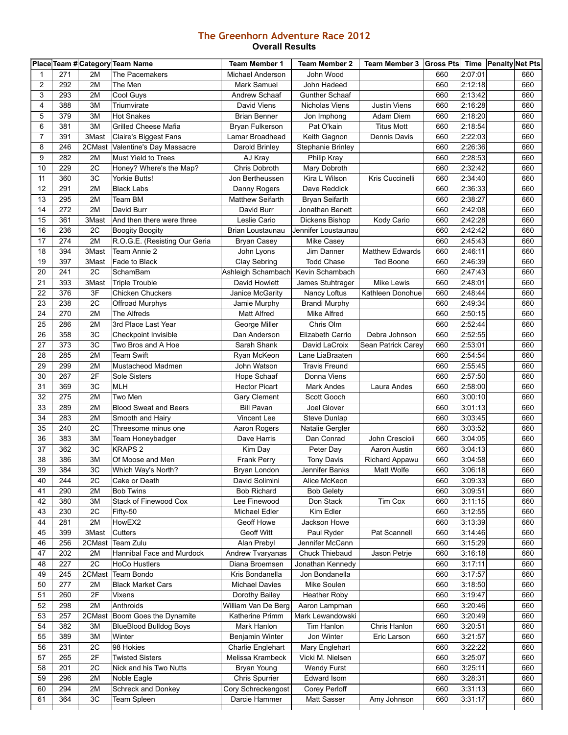# The Greenhorn Adventure Race 2012

## Overall Results

| Place | Team # | Category | Team Name | Team Member 1 | Team Member 2 | Team Member 3 | Gross Pts | Time | Penalty | Net Pts |
|---|---|---|---|---|---|---|---|---|---|---|
| 1 | 271 | 2M | The Pacemakers | Michael Anderson | John Wood | | 660 | 2:07:01 | | 660 |
| 2 | 292 | 2M | The Men | Mark Samuel | John Hadeed | | 660 | 2:12:18 | | 660 |
| 3 | 293 | 2M | Cool Guys | Andrew Schaaf | Gunther Schaaf | | 660 | 2:13:42 | | 660 |
| 4 | 388 | 3M | Triumvirate | David Viens | Nicholas Viens | Justin Viens | 660 | 2:16:28 | | 660 |
| 5 | 379 | 3M | Hot Snakes | Brian Benner | Jon Imphong | Adam Diem | 660 | 2:18:20 | | 660 |
| 6 | 381 | 3M | Grilled Cheese Mafia | Bryan Fulkerson | Pat O'kain | Titus Mott | 660 | 2:18:54 | | 660 |
| 7 | 391 | 3Mast | Claire's Biggest Fans | Lamar Broadhead | Keith Gagnon | Dennis Davis | 660 | 2:22:03 | | 660 |
| 8 | 246 | 2CMast | Valentine's Day Massacre | Darold Brinley | Stephanie Brinley | | 660 | 2:26:36 | | 660 |
| 9 | 282 | 2M | Must Yield to Trees | AJ Kray | Philip Kray | | 660 | 2:28:53 | | 660 |
| 10 | 229 | 2C | Honey? Where's the Map? | Chris Dobroth | Mary Dobroth | | 660 | 2:32:42 | | 660 |
| 11 | 360 | 3C | Yorkie Butts! | Jon Bertheussen | Kira L Wilson | Kris Cuccinelli | 660 | 2:34:40 | | 660 |
| 12 | 291 | 2M | Black Labs | Danny Rogers | Dave Reddick | | 660 | 2:36:33 | | 660 |
| 13 | 295 | 2M | Team BM | Matthew Seifarth | Bryan Seifarth | | 660 | 2:38:27 | | 660 |
| 14 | 272 | 2M | David Burr | David Burr | Jonathan Benett | | 660 | 2:42:08 | | 660 |
| 15 | 361 | 3Mast | And then there were three | Leslie Cario | Dickens Bishop | Kody Cario | 660 | 2:42:28 | | 660 |
| 16 | 236 | 2C | Boogity Boogity | Brian Loustaunau | Jennifer Loustaunau | | 660 | 2:42:42 | | 660 |
| 17 | 274 | 2M | R.O.G.E. (Resisting Our Geria | Bryan Casey | Mike Casey | | 660 | 2:45:43 | | 660 |
| 18 | 394 | 3Mast | Team Annie 2 | John Lyons | Jim Danner | Matthew Edwards | 660 | 2:46:11 | | 660 |
| 19 | 397 | 3Mast | Fade to Black | Clay Sebring | Todd Chase | Ted Boone | 660 | 2:46:39 | | 660 |
| 20 | 241 | 2C | SchamBam | Ashleigh Schambach | Kevin Schambach | | 660 | 2:47:43 | | 660 |
| 21 | 393 | 3Mast | Triple Trouble | David Howlett | James Stuhtrager | Mike Lewis | 660 | 2:48:01 | | 660 |
| 22 | 376 | 3F | Chicken Chuckers | Janice McGarity | Nancy Loftus | Kathleen Donohue | 660 | 2:48:44 | | 660 |
| 23 | 238 | 2C | Offroad Murphys | Jamie Murphy | Brandi Murphy | | 660 | 2:49:34 | | 660 |
| 24 | 270 | 2M | The Alfreds | Matt Alfred | Mike Alfred | | 660 | 2:50:15 | | 660 |
| 25 | 286 | 2M | 3rd Place Last Year | George Miller | Chris Olm | | 660 | 2:52:44 | | 660 |
| 26 | 358 | 3C | Checkpoint Invisible | Dan Anderson | Elizabeth Carrio | Debra Johnson | 660 | 2:52:55 | | 660 |
| 27 | 373 | 3C | Two Bros and A Hoe | Sarah Shank | David LaCroix | Sean Patrick Carey | 660 | 2:53:01 | | 660 |
| 28 | 285 | 2M | Team Swift | Ryan McKeon | Lane LiaBraaten | | 660 | 2:54:54 | | 660 |
| 29 | 299 | 2M | Mustacheod Madmen | John Watson | Travis Freund | | 660 | 2:55:45 | | 660 |
| 30 | 267 | 2F | Sole Sisters | Hope Schaaf | Donna Viens | | 660 | 2:57:50 | | 660 |
| 31 | 369 | 3C | MLH | Hector Picart | Mark Andes | Laura Andes | 660 | 2:58:00 | | 660 |
| 32 | 275 | 2M | Two Men | Gary Clement | Scott Gooch | | 660 | 3:00:10 | | 660 |
| 33 | 289 | 2M | Blood Sweat and Beers | Bill Pavan | Joel Glover | | 660 | 3:01:13 | | 660 |
| 34 | 283 | 2M | Smooth and Hairy | Vincent Lee | Steve Dunlap | | 660 | 3:03:45 | | 660 |
| 35 | 240 | 2C | Threesome minus one | Aaron Rogers | Natalie Gergler | | 660 | 3:03:52 | | 660 |
| 36 | 383 | 3M | Team Honeybadger | Dave Harris | Dan Conrad | John Crescioli | 660 | 3:04:05 | | 660 |
| 37 | 362 | 3C | KRAPS 2 | Kim Day | Peter Day | Aaron Austin | 660 | 3:04:13 | | 660 |
| 38 | 386 | 3M | Of Moose and Men | Frank Perry | Tony Davis | Richard Appawu | 660 | 3:04:58 | | 660 |
| 39 | 384 | 3C | Which Way's North? | Bryan London | Jennifer Banks | Matt Wolfe | 660 | 3:06:18 | | 660 |
| 40 | 244 | 2C | Cake or Death | David Solimini | Alice McKeon | | 660 | 3:09:33 | | 660 |
| 41 | 290 | 2M | Bob Twins | Bob Richard | Bob Gelety | | 660 | 3:09:51 | | 660 |
| 42 | 380 | 3M | Stack of Finewood Cox | Lee Finewood | Don Stack | Tim Cox | 660 | 3:11:15 | | 660 |
| 43 | 230 | 2C | Fifty-50 | Michael Edler | Kim Edler | | 660 | 3:12:55 | | 660 |
| 44 | 281 | 2M | HowEX2 | Geoff Howe | Jackson Howe | | 660 | 3:13:39 | | 660 |
| 45 | 399 | 3Mast | Cutters | Geoff Witt | Paul Ryder | Pat Scannell | 660 | 3:14:46 | | 660 |
| 46 | 256 | 2CMast | Team Zulu | Alan Prebyl | Jennifer McCann | | 660 | 3:15:29 | | 660 |
| 47 | 202 | 2M | Hannibal Face and Murdock | Andrew Tvaryanas | Chuck Thiebaud | Jason Petrje | 660 | 3:16:18 | | 660 |
| 48 | 227 | 2C | HoCo Hustlers | Diana Broemsen | Jonathan Kennedy | | 660 | 3:17:11 | | 660 |
| 49 | 245 | 2CMast | Team Bondo | Kris Bondanella | Jon Bondanella | | 660 | 3:17:57 | | 660 |
| 50 | 277 | 2M | Black Market Cars | Michael Davies | Mike Soulen | | 660 | 3:18:50 | | 660 |
| 51 | 260 | 2F | Vixens | Dorothy Bailey | Heather Roby | | 660 | 3:19:47 | | 660 |
| 52 | 298 | 2M | Anthroids | William Van De Berg | Aaron Lampman | | 660 | 3:20:46 | | 660 |
| 53 | 257 | 2CMast | Boom Goes the Dynamite | Katherine Primm | Mark Lewandowski | | 660 | 3:20:49 | | 660 |
| 54 | 382 | 3M | BlueBlood Bulldog Boys | Mark Hanlon | Tim Hanlon | Chris Hanlon | 660 | 3:20:51 | | 660 |
| 55 | 389 | 3M | Winter | Benjamin Winter | Jon Winter | Eric Larson | 660 | 3:21:57 | | 660 |
| 56 | 231 | 2C | 98 Hokies | Charlie Englehart | Mary Englehart | | 660 | 3:22:22 | | 660 |
| 57 | 265 | 2F | Twisted Sisters | Melissa Krambeck | Vicki M. Nielsen | | 660 | 3:25:07 | | 660 |
| 58 | 201 | 2C | Nick and his Two Nutts | Bryan Young | Wendy Furst | | 660 | 3:25:11 | | 660 |
| 59 | 296 | 2M | Noble Eagle | Chris Spurrier | Edward Isom | | 660 | 3:28:31 | | 660 |
| 60 | 294 | 2M | Schreck and Donkey | Cory Schreckengost | Corey Perloff | | 660 | 3:31:13 | | 660 |
| 61 | 364 | 3C | Team Spleen | Darcie Hammer | Matt Sasser | Amy Johnson | 660 | 3:31:17 | | 660 |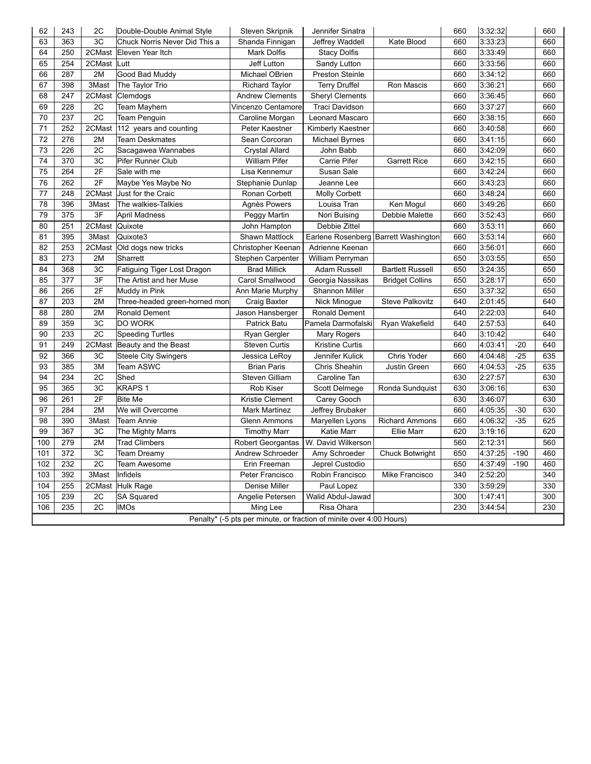| | | | | | | | | | | |
|---|---|---|---|---|---|---|---|---|---|---|
| 62 | 243 | 2C | Double-Double Animal Style | Steven Skripnik | Jennifer Sinatra | | 660 | 3:32:32 | | 660 |
| 63 | 363 | 3C | Chuck Norris Never Did This a | Shanda Finnigan | Jeffrey Waddell | Kate Blood | 660 | 3:33:23 | | 660 |
| 64 | 250 | 2CMast | Eleven Year Itch | Mark Dolfis | Stacy Dolfis | | 660 | 3:33:49 | | 660 |
| 65 | 254 | 2CMast | Lutt | Jeff Lutton | Sandy Lutton | | 660 | 3:33:56 | | 660 |
| 66 | 287 | 2M | Good Bad Muddy | Michael OBrien | Preston Steinle | | 660 | 3:34:12 | | 660 |
| 67 | 398 | 3Mast | The Taylor Trio | Richard Taylor | Terry Druffel | Ron Mascis | 660 | 3:36:21 | | 660 |
| 68 | 247 | 2CMast | Clemdogs | Andrew Clements | Sheryl Clements | | 660 | 3:36:45 | | 660 |
| 69 | 228 | 2C | Team Mayhem | Vincenzo Centamore | Traci Davidson | | 660 | 3:37:27 | | 660 |
| 70 | 237 | 2C | Team Penguin | Caroline Morgan | Leonard Mascaro | | 660 | 3:38:15 | | 660 |
| 71 | 252 | 2CMast | 112 years and counting | Peter Kaestner | Kimberly Kaestner | | 660 | 3:40:58 | | 660 |
| 72 | 276 | 2M | Team Deskmates | Sean Corcoran | Michael Byrnes | | 660 | 3:41:15 | | 660 |
| 73 | 226 | 2C | Sacagawea Wannabes | Crystal Allard | John Babb | | 660 | 3:42:09 | | 660 |
| 74 | 370 | 3C | Pifer Runner Club | William Pifer | Carrie Pifer | Garrett Rice | 660 | 3:42:15 | | 660 |
| 75 | 264 | 2F | Sale with me | Lisa Kennemur | Susan Sale | | 660 | 3:42:24 | | 660 |
| 76 | 262 | 2F | Maybe Yes Maybe No | Stephanie Dunlap | Jeanne Lee | | 660 | 3:43:23 | | 660 |
| 77 | 248 | 2CMast | Just for the Craic | Ronan Corbett | Molly Corbett | | 660 | 3:48:24 | | 660 |
| 78 | 396 | 3Mast | The walkies-Talkies | Agnès Powers | Louisa Tran | Ken Mogul | 660 | 3:49:26 | | 660 |
| 79 | 375 | 3F | April Madness | Peggy Martin | Nori Buising | Debbie Malette | 660 | 3:52:43 | | 660 |
| 80 | 251 | 2CMast | Quixote | John Hampton | Debbie Zittel | | 660 | 3:53:11 | | 660 |
| 81 | 395 | 3Mast | Quixote3 | Shawn Mattlock | Earlene Rosenberg | Barrett Washington | 660 | 3:53:14 | | 660 |
| 82 | 253 | 2CMast | Old dogs new tricks | Christopher Keenan | Adrienne Keenan | | 660 | 3:56:01 | | 660 |
| 83 | 273 | 2M | Sharrett | Stephen Carpenter | William Perryman | | 650 | 3:03:55 | | 650 |
| 84 | 368 | 3C | Fatiguing Tiger Lost Dragon | Brad Millick | Adam Russell | Bartlett Russell | 650 | 3:24:35 | | 650 |
| 85 | 377 | 3F | The Artist and her Muse | Carol Smallwood | Georgia Nassikas | Bridget Collins | 650 | 3:28:17 | | 650 |
| 86 | 266 | 2F | Muddy in Pink | Ann Marie Murphy | Shannon Miller | | 650 | 3:37:32 | | 650 |
| 87 | 203 | 2M | Three-headed green-horned mon | Craig Baxter | Nick Minogue | Steve Palkovitz | 640 | 2:01:45 | | 640 |
| 88 | 280 | 2M | Ronald Dement | Jason Hansberger | Ronald Dement | | 640 | 2:22:03 | | 640 |
| 89 | 359 | 3C | DO WORK | Patrick Batu | Pamela Darmofalski | Ryan Wakefield | 640 | 2:57:53 | | 640 |
| 90 | 233 | 2C | Speeding Turtles | Ryan Gergler | Mary Rogers | | 640 | 3:10:42 | | 640 |
| 91 | 249 | 2CMast | Beauty and the Beast | Steven Curtis | Kristine Curtis | | 660 | 4:03:41 | -20 | 640 |
| 92 | 366 | 3C | Steele City Swingers | Jessica LeRoy | Jennifer Kulick | Chris Yoder | 660 | 4:04:48 | -25 | 635 |
| 93 | 385 | 3M | Team ASWC | Brian Paris | Chris Sheahin | Justin Green | 660 | 4:04:53 | -25 | 635 |
| 94 | 234 | 2C | Shed | Steven Gilliam | Caroline Tan | | 630 | 2:27:57 | | 630 |
| 95 | 365 | 3C | KRAPS 1 | Rob Kiser | Scott Delmege | Ronda Sundquist | 630 | 3:06:16 | | 630 |
| 96 | 261 | 2F | Bite Me | Kristie Clement | Carey Gooch | | 630 | 3:46:07 | | 630 |
| 97 | 284 | 2M | We will Overcome | Mark Martinez | Jeffrey Brubaker | | 660 | 4:05:35 | -30 | 630 |
| 98 | 390 | 3Mast | Team Annie | Glenn Ammons | Maryellen Lyons | Richard Ammons | 660 | 4:06:32 | -35 | 625 |
| 99 | 367 | 3C | The Mighty Marrs | Timothy Marr | Katie Marr | Ellie Marr | 620 | 3:19:16 | | 620 |
| 100 | 279 | 2M | Trad Climbers | Robert Georgantas | W. David Wilkerson | | 560 | 2:12:31 | | 560 |
| 101 | 372 | 3C | Team Dreamy | Andrew Schroeder | Amy Schroeder | Chuck Botwright | 650 | 4:37:25 | -190 | 460 |
| 102 | 232 | 2C | Team Awesome | Erin Freeman | Jeprel Custodio | | 650 | 4:37:49 | -190 | 460 |
| 103 | 392 | 3Mast | Infidels | Peter Francisco | Robin Francisco | Mike Francisco | 340 | 2:52:20 | | 340 |
| 104 | 255 | 2CMast | Hulk Rage | Denise Miller | Paul Lopez | | 330 | 3:59:29 | | 330 |
| 105 | 239 | 2C | SA Squared | Angelie Petersen | Walid Abdul-Jawad | | 300 | 1:47:41 | | 300 |
| 106 | 235 | 2C | IMOs | Ming Lee | Risa Ohara | | 230 | 3:44:54 | | 230 |

Penalty* (-5 pts per minute, or fraction of minite over 4:00 Hours)